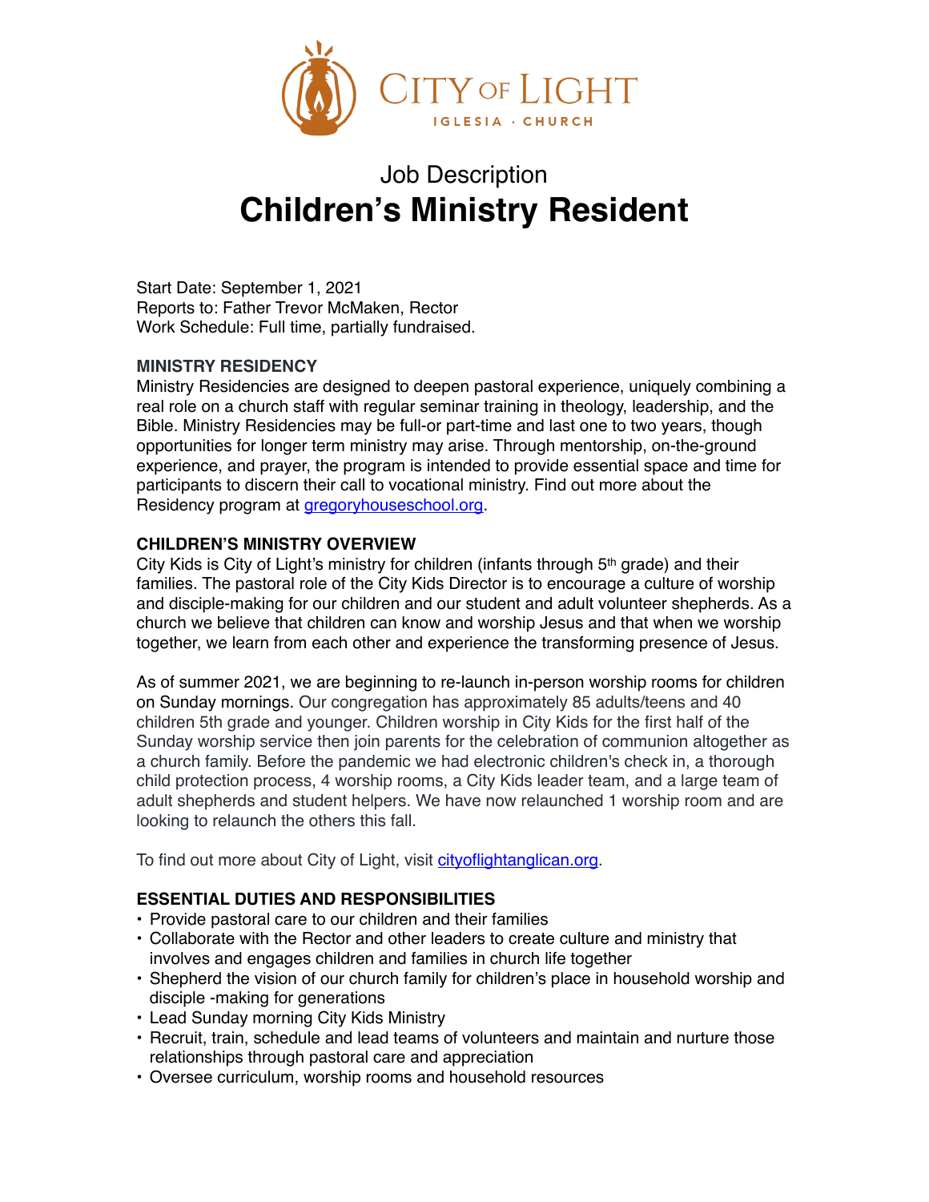CITY OF LIGHT

IGLESIA · CHURCH

# Job Description
# Children's Ministry Resident

Start Date: September 1, 2021
Reports to: Father Trevor McMaken, Rector
Work Schedule: Full time, partially fundraised.

**MINISTRY RESIDENCY**

Ministry Residencies are designed to deepen pastoral experience, uniquely combining a real role on a church staff with regular seminar training in theology, leadership, and the Bible. Ministry Residencies may be full-or part-time and last one to two years, though opportunities for longer term ministry may arise. Through mentorship, on-the-ground experience, and prayer, the program is intended to provide essential space and time for participants to discern their call to vocational ministry. Find out more about the Residency program at gregoryhouseschool.org.

**CHILDREN'S MINISTRY OVERVIEW**

City Kids is City of Light's ministry for children (infants through 5th grade) and their families. The pastoral role of the City Kids Director is to encourage a culture of worship and disciple-making for our children and our student and adult volunteer shepherds. As a church we believe that children can know and worship Jesus and that when we worship together, we learn from each other and experience the transforming presence of Jesus.

As of summer 2021, we are beginning to re-launch in-person worship rooms for children on Sunday mornings. Our congregation has approximately 85 adults/teens and 40 children 5th grade and younger. Children worship in City Kids for the first half of the Sunday worship service then join parents for the celebration of communion altogether as a church family. Before the pandemic we had electronic children's check in, a thorough child protection process, 4 worship rooms, a City Kids leader team, and a large team of adult shepherds and student helpers. We have now relaunched 1 worship room and are looking to relaunch the others this fall.

To find out more about City of Light, visit cityoflightanglican.org.

**ESSENTIAL DUTIES AND RESPONSIBILITIES**

- Provide pastoral care to our children and their families
- Collaborate with the Rector and other leaders to create culture and ministry that involves and engages children and families in church life together
- Shepherd the vision of our church family for children's place in household worship and disciple -making for generations
- Lead Sunday morning City Kids Ministry
- Recruit, train, schedule and lead teams of volunteers and maintain and nurture those relationships through pastoral care and appreciation
- Oversee curriculum, worship rooms and household resources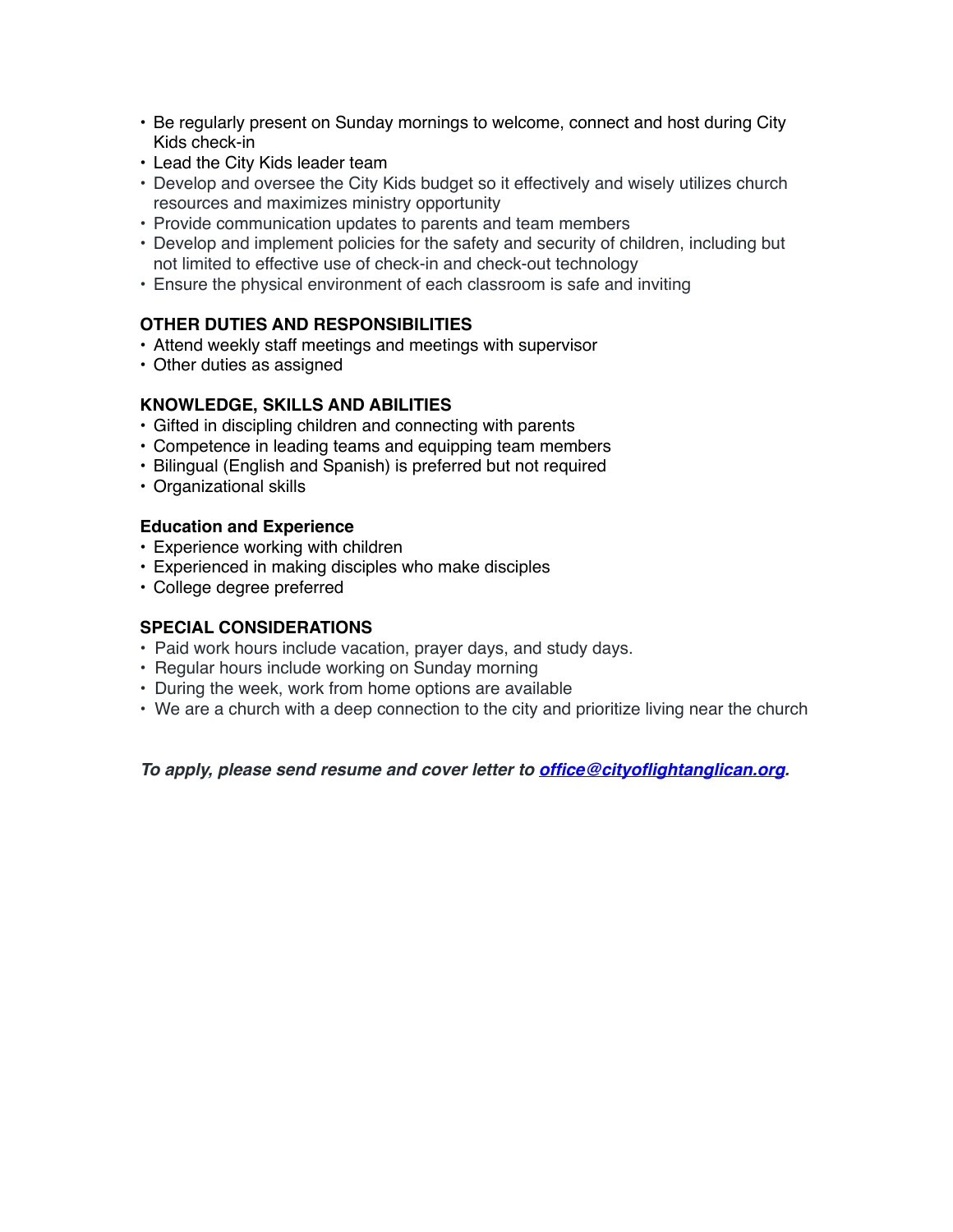- Be regularly present on Sunday mornings to welcome, connect and host during City Kids check-in
- Lead the City Kids leader team
- Develop and oversee the City Kids budget so it effectively and wisely utilizes church resources and maximizes ministry opportunity
- Provide communication updates to parents and team members
- Develop and implement policies for the safety and security of children, including but not limited to effective use of check-in and check-out technology
- Ensure the physical environment of each classroom is safe and inviting

## OTHER DUTIES AND RESPONSIBILITIES

- Attend weekly staff meetings and meetings with supervisor
- Other duties as assigned

## KNOWLEDGE, SKILLS AND ABILITIES

- Gifted in discipling children and connecting with parents
- Competence in leading teams and equipping team members
- Bilingual (English and Spanish) is preferred but not required
- Organizational skills

## Education and Experience

- Experience working with children
- Experienced in making disciples who make disciples
- College degree preferred

## SPECIAL CONSIDERATIONS

- Paid work hours include vacation, prayer days, and study days.
- Regular hours include working on Sunday morning
- During the week, work from home options are available
- We are a church with a deep connection to the city and prioritize living near the church

***To apply, please send resume and cover letter to office@cityoflightanglican.org.***